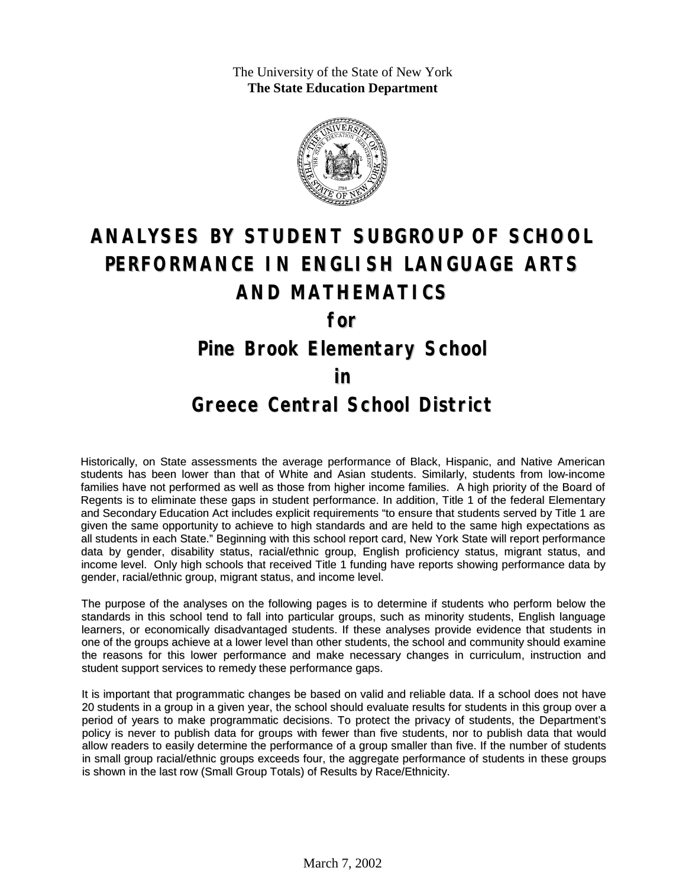The University of the State of New York
**The State Education Department**

# ANALYSES BY STUDENT SUBGROUP OF SCHOOL PERFORMANCE IN ENGLISH LANGUAGE ARTS AND MATHEMATICS

## for

## Pine Brook Elementary School

## in

## Greece Central School District

Historically, on State assessments the average performance of Black, Hispanic, and Native American students has been lower than that of White and Asian students. Similarly, students from low-income families have not performed as well as those from higher income families. A high priority of the Board of Regents is to eliminate these gaps in student performance. In addition, Title 1 of the federal Elementary and Secondary Education Act includes explicit requirements "to ensure that students served by Title 1 are given the same opportunity to achieve to high standards and are held to the same high expectations as all students in each State." Beginning with this school report card, New York State will report performance data by gender, disability status, racial/ethnic group, English proficiency status, migrant status, and income level. Only high schools that received Title 1 funding have reports showing performance data by gender, racial/ethnic group, migrant status, and income level.

The purpose of the analyses on the following pages is to determine if students who perform below the standards in this school tend to fall into particular groups, such as minority students, English language learners, or economically disadvantaged students. If these analyses provide evidence that students in one of the groups achieve at a lower level than other students, the school and community should examine the reasons for this lower performance and make necessary changes in curriculum, instruction and student support services to remedy these performance gaps.

It is important that programmatic changes be based on valid and reliable data. If a school does not have 20 students in a group in a given year, the school should evaluate results for students in this group over a period of years to make programmatic decisions. To protect the privacy of students, the Department's policy is never to publish data for groups with fewer than five students, nor to publish data that would allow readers to easily determine the performance of a group smaller than five. If the number of students in small group racial/ethnic groups exceeds four, the aggregate performance of students in these groups is shown in the last row (Small Group Totals) of Results by Race/Ethnicity.

March 7, 2002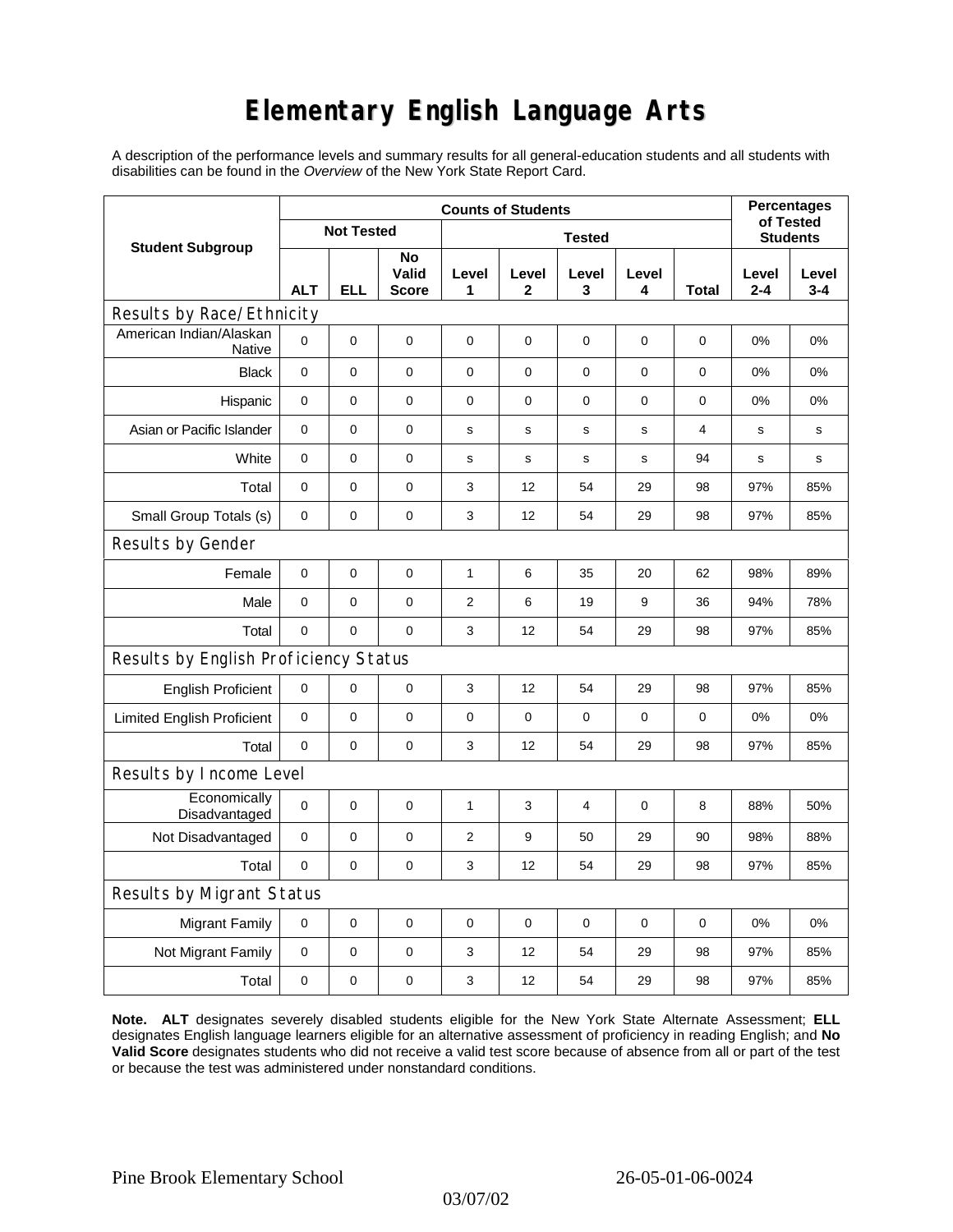# Elementary English Language Arts

A description of the performance levels and summary results for all general-education students and all students with disabilities can be found in the *Overview* of the New York State Report Card.

| Student Subgroup | Counts of Students | | | | | | | | Percentages of Tested Students | |
|---|---|---|---|---|---|---|---|---|---|---|
| | Not Tested | | | Tested | | | | | | |
| | ALT | ELL | No Valid Score | Level 1 | Level 2 | Level 3 | Level 4 | Total | Level 2-4 | Level 3-4 |
| **Results by Race/Ethnicity** | | | | | | | | | | |
| American Indian/Alaskan Native | 0 | 0 | 0 | 0 | 0 | 0 | 0 | 0 | 0% | 0% |
| Black | 0 | 0 | 0 | 0 | 0 | 0 | 0 | 0 | 0% | 0% |
| Hispanic | 0 | 0 | 0 | 0 | 0 | 0 | 0 | 0 | 0% | 0% |
| Asian or Pacific Islander | 0 | 0 | 0 | s | s | s | s | 4 | s | s |
| White | 0 | 0 | 0 | s | s | s | s | 94 | s | s |
| Total | 0 | 0 | 0 | 3 | 12 | 54 | 29 | 98 | 97% | 85% |
| Small Group Totals (s) | 0 | 0 | 0 | 3 | 12 | 54 | 29 | 98 | 97% | 85% |
| **Results by Gender** | | | | | | | | | | |
| Female | 0 | 0 | 0 | 1 | 6 | 35 | 20 | 62 | 98% | 89% |
| Male | 0 | 0 | 0 | 2 | 6 | 19 | 9 | 36 | 94% | 78% |
| Total | 0 | 0 | 0 | 3 | 12 | 54 | 29 | 98 | 97% | 85% |
| **Results by English Proficiency Status** | | | | | | | | | | |
| English Proficient | 0 | 0 | 0 | 3 | 12 | 54 | 29 | 98 | 97% | 85% |
| Limited English Proficient | 0 | 0 | 0 | 0 | 0 | 0 | 0 | 0 | 0% | 0% |
| Total | 0 | 0 | 0 | 3 | 12 | 54 | 29 | 98 | 97% | 85% |
| **Results by Income Level** | | | | | | | | | | |
| Economically Disadvantaged | 0 | 0 | 0 | 1 | 3 | 4 | 0 | 8 | 88% | 50% |
| Not Disadvantaged | 0 | 0 | 0 | 2 | 9 | 50 | 29 | 90 | 98% | 88% |
| Total | 0 | 0 | 0 | 3 | 12 | 54 | 29 | 98 | 97% | 85% |
| **Results by Migrant Status** | | | | | | | | | | |
| Migrant Family | 0 | 0 | 0 | 0 | 0 | 0 | 0 | 0 | 0% | 0% |
| Not Migrant Family | 0 | 0 | 0 | 3 | 12 | 54 | 29 | 98 | 97% | 85% |
| Total | 0 | 0 | 0 | 3 | 12 | 54 | 29 | 98 | 97% | 85% |

**Note. ALT** designates severely disabled students eligible for the New York State Alternate Assessment; **ELL** designates English language learners eligible for an alternative assessment of proficiency in reading English; and **No Valid Score** designates students who did not receive a valid test score because of absence from all or part of the test or because the test was administered under nonstandard conditions.

Pine Brook Elementary School 26-05-01-06-0024

03/07/02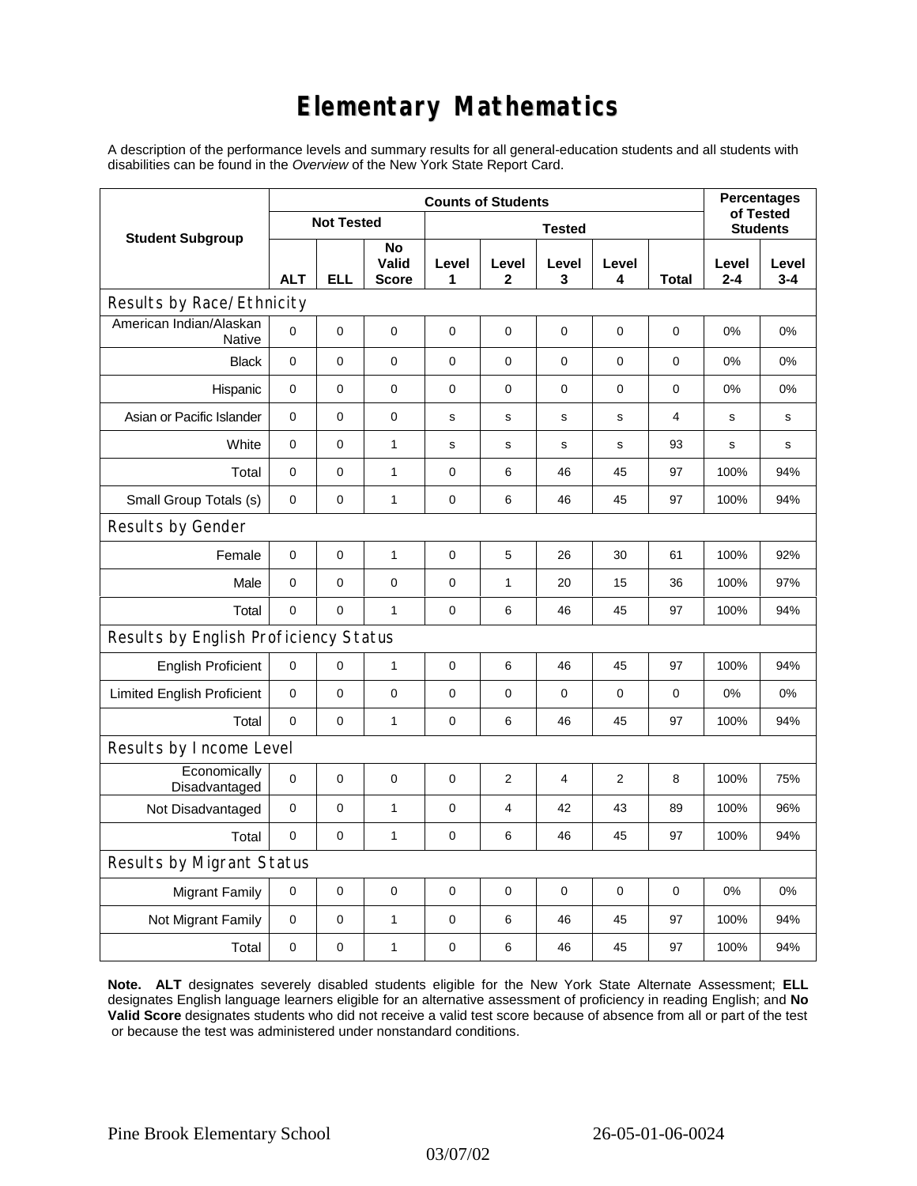# Elementary Mathematics

A description of the performance levels and summary results for all general-education students and all students with disabilities can be found in the *Overview* of the New York State Report Card.

| Student Subgroup | Counts of Students | | | | | | | | Percentages of Tested Students | |
|---|---|---|---|---|---|---|---|---|---|---|
| | Not Tested | | | Tested | | | | | | |
| | ALT | ELL | No Valid Score | Level 1 | Level 2 | Level 3 | Level 4 | Total | Level 2-4 | Level 3-4 |
| **Results by Race/Ethnicity** | | | | | | | | | | |
| American Indian/Alaskan Native | 0 | 0 | 0 | 0 | 0 | 0 | 0 | 0 | 0% | 0% |
| Black | 0 | 0 | 0 | 0 | 0 | 0 | 0 | 0 | 0% | 0% |
| Hispanic | 0 | 0 | 0 | 0 | 0 | 0 | 0 | 0 | 0% | 0% |
| Asian or Pacific Islander | 0 | 0 | 0 | s | s | s | s | 4 | s | s |
| White | 0 | 0 | 1 | s | s | s | s | 93 | s | s |
| Total | 0 | 0 | 1 | 0 | 6 | 46 | 45 | 97 | 100% | 94% |
| Small Group Totals (s) | 0 | 0 | 1 | 0 | 6 | 46 | 45 | 97 | 100% | 94% |
| **Results by Gender** | | | | | | | | | | |
| Female | 0 | 0 | 1 | 0 | 5 | 26 | 30 | 61 | 100% | 92% |
| Male | 0 | 0 | 0 | 0 | 1 | 20 | 15 | 36 | 100% | 97% |
| Total | 0 | 0 | 1 | 0 | 6 | 46 | 45 | 97 | 100% | 94% |
| **Results by English Proficiency Status** | | | | | | | | | | |
| English Proficient | 0 | 0 | 1 | 0 | 6 | 46 | 45 | 97 | 100% | 94% |
| Limited English Proficient | 0 | 0 | 0 | 0 | 0 | 0 | 0 | 0 | 0% | 0% |
| Total | 0 | 0 | 1 | 0 | 6 | 46 | 45 | 97 | 100% | 94% |
| **Results by Income Level** | | | | | | | | | | |
| Economically Disadvantaged | 0 | 0 | 0 | 0 | 2 | 4 | 2 | 8 | 100% | 75% |
| Not Disadvantaged | 0 | 0 | 1 | 0 | 4 | 42 | 43 | 89 | 100% | 96% |
| Total | 0 | 0 | 1 | 0 | 6 | 46 | 45 | 97 | 100% | 94% |
| **Results by Migrant Status** | | | | | | | | | | |
| Migrant Family | 0 | 0 | 0 | 0 | 0 | 0 | 0 | 0 | 0% | 0% |
| Not Migrant Family | 0 | 0 | 1 | 0 | 6 | 46 | 45 | 97 | 100% | 94% |
| Total | 0 | 0 | 1 | 0 | 6 | 46 | 45 | 97 | 100% | 94% |

**Note. ALT** designates severely disabled students eligible for the New York State Alternate Assessment; **ELL** designates English language learners eligible for an alternative assessment of proficiency in reading English; and **No Valid Score** designates students who did not receive a valid test score because of absence from all or part of the test or because the test was administered under nonstandard conditions.

Pine Brook Elementary School 26-05-01-06-0024

03/07/02